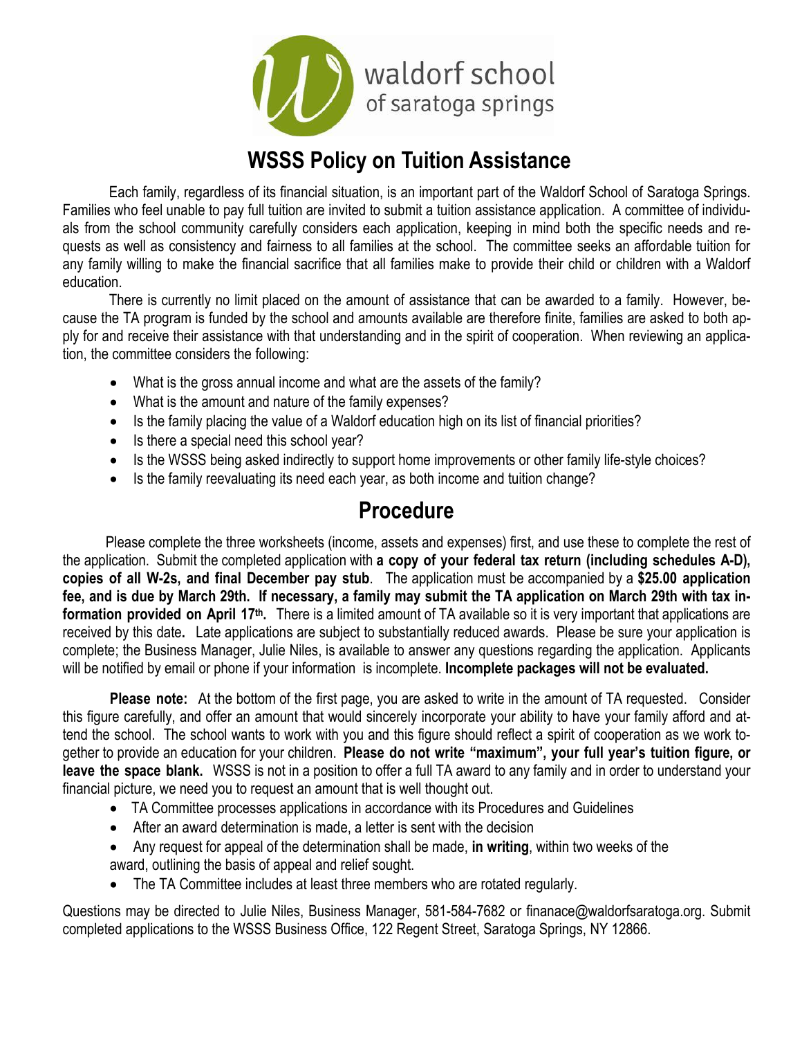waldorf school
of saratoga springs

# WSSS Policy on Tuition Assistance

Each family, regardless of its financial situation, is an important part of the Waldorf School of Saratoga Springs. Families who feel unable to pay full tuition are invited to submit a tuition assistance application. A committee of individuals from the school community carefully considers each application, keeping in mind both the specific needs and requests as well as consistency and fairness to all families at the school. The committee seeks an affordable tuition for any family willing to make the financial sacrifice that all families make to provide their child or children with a Waldorf education.

There is currently no limit placed on the amount of assistance that can be awarded to a family. However, because the TA program is funded by the school and amounts available are therefore finite, families are asked to both apply for and receive their assistance with that understanding and in the spirit of cooperation. When reviewing an application, the committee considers the following:

- What is the gross annual income and what are the assets of the family?
- What is the amount and nature of the family expenses?
- Is the family placing the value of a Waldorf education high on its list of financial priorities?
- Is there a special need this school year?
- Is the WSSS being asked indirectly to support home improvements or other family life-style choices?
- Is the family reevaluating its need each year, as both income and tuition change?

# Procedure

Please complete the three worksheets (income, assets and expenses) first, and use these to complete the rest of the application. Submit the completed application with **a copy of your federal tax return (including schedules A-D), copies of all W-2s, and final December pay stub**. The application must be accompanied by a **$25.00 application fee, and is due by March 29th. If necessary, a family may submit the TA application on March 29th with tax information provided on April 17th.** There is a limited amount of TA available so it is very important that applications are received by this date**.** Late applications are subject to substantially reduced awards. Please be sure your application is complete; the Business Manager, Julie Niles, is available to answer any questions regarding the application. Applicants will be notified by email or phone if your information is incomplete. **Incomplete packages will not be evaluated.**

**Please note:** At the bottom of the first page, you are asked to write in the amount of TA requested. Consider this figure carefully, and offer an amount that would sincerely incorporate your ability to have your family afford and attend the school. The school wants to work with you and this figure should reflect a spirit of cooperation as we work together to provide an education for your children. **Please do not write "maximum", your full year's tuition figure, or leave the space blank.** WSSS is not in a position to offer a full TA award to any family and in order to understand your financial picture, we need you to request an amount that is well thought out.

- TA Committee processes applications in accordance with its Procedures and Guidelines
- After an award determination is made, a letter is sent with the decision
- Any request for appeal of the determination shall be made, **in writing**, within two weeks of the award, outlining the basis of appeal and relief sought.
- The TA Committee includes at least three members who are rotated regularly.

Questions may be directed to Julie Niles, Business Manager, 581-584-7682 or finanace@waldorfsaratoga.org. Submit completed applications to the WSSS Business Office, 122 Regent Street, Saratoga Springs, NY 12866.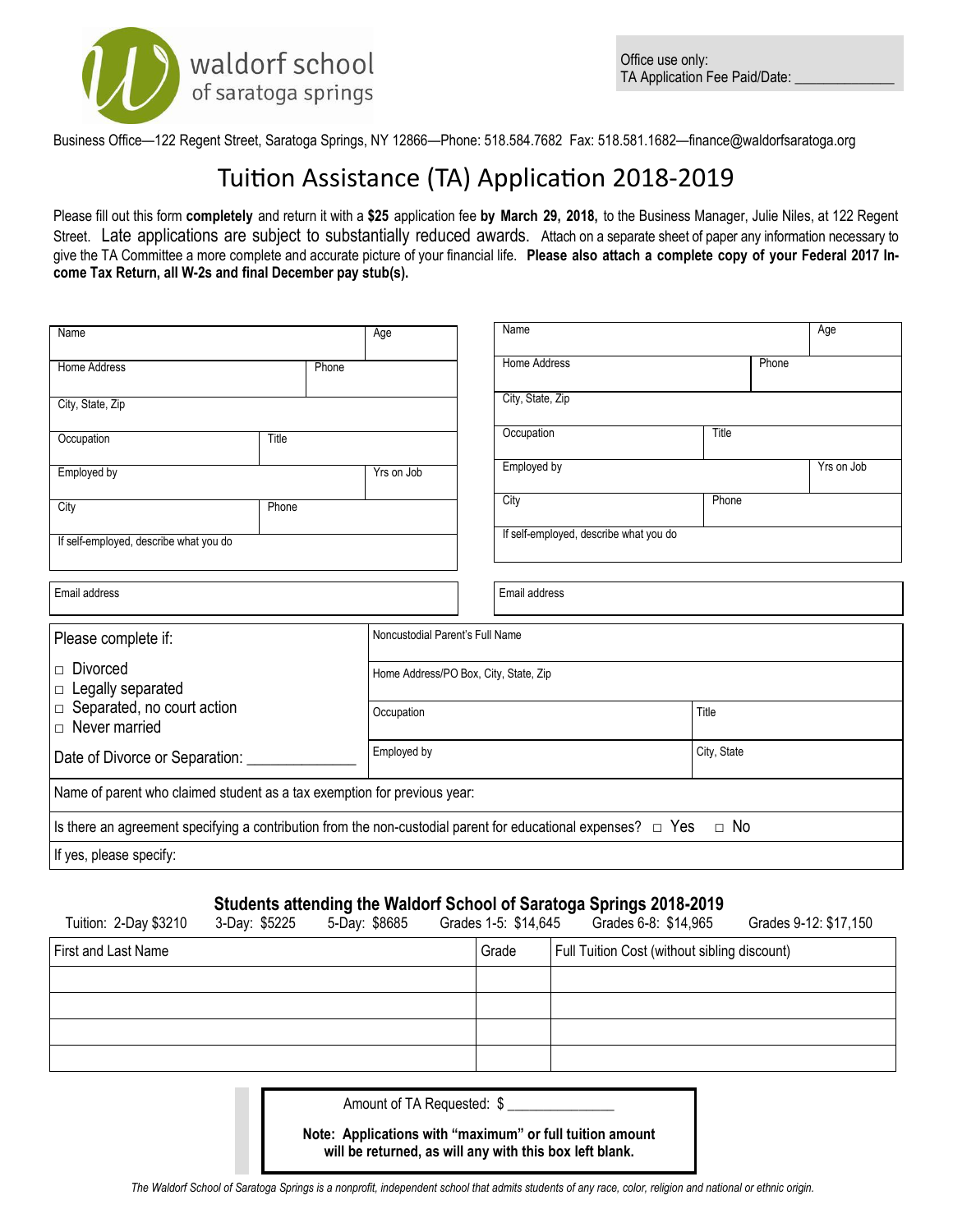waldorf school of saratoga springs

Office use only:
TA Application Fee Paid/Date: _____________

Business Office—122 Regent Street, Saratoga Springs, NY 12866—Phone: 518.584.7682 Fax: 518.581.1682—finance@waldorfsaratoga.org

# Tuition Assistance (TA) Application 2018-2019

Please fill out this form **completely** and return it with a **$25** application fee **by March 29, 2018,** to the Business Manager, Julie Niles, at 122 Regent Street. Late applications are subject to substantially reduced awards. Attach on a separate sheet of paper any information necessary to give the TA Committee a more complete and accurate picture of your financial life. **Please also attach a complete copy of your Federal 2017 Income Tax Return, all W-2s and final December pay stub(s).**

| Name | | Age |
|---|---|---|
| Home Address | Phone | |
| City, State, Zip | | |
| Occupation | Title | |
| Employed by | | Yrs on Job |
| City | Phone | |
| If self-employed, describe what you do | | |
| Email address | | |

| Name | | Age |
|---|---|---|
| Home Address | Phone | |
| City, State, Zip | | |
| Occupation | Title | |
| Employed by | | Yrs on Job |
| City | Phone | |
| If self-employed, describe what you do | | |
| Email address | | |

| Please complete if: | Noncustodial Parent's Full Name | |
|---|---|---|
| □ Divorced<br>□ Legally separated<br>□ Separated, no court action<br>□ Never married | Home Address/PO Box, City, State, Zip | |
| | Occupation | Title |
| Date of Divorce or Separation: _____________ | Employed by | City, State |
| Name of parent who claimed student as a tax exemption for previous year: | | |
| Is there an agreement specifying a contribution from the non-custodial parent for educational expenses? □ Yes □ No | | |
| If yes, please specify: | | |

## Students attending the Waldorf School of Saratoga Springs 2018-2019

Tuition: 2-Day $3210  3-Day: $5225  5-Day: $8685  Grades 1-5: $14,645  Grades 6-8: $14,965  Grades 9-12: $17,150

| First and Last Name | Grade | Full Tuition Cost (without sibling discount) |
|---|---|---|
| | | |
| | | |
| | | |
| | | |

Amount of TA Requested: $ ______________

**Note: Applications with "maximum" or full tuition amount will be returned, as will any with this box left blank.**

*The Waldorf School of Saratoga Springs is a nonprofit, independent school that admits students of any race, color, religion and national or ethnic origin.*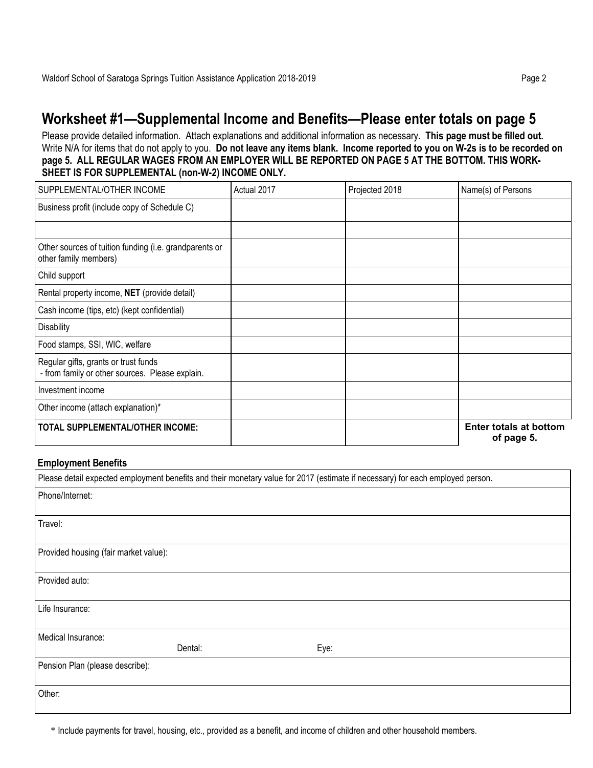## Worksheet #1—Supplemental Income and Benefits—Please enter totals on page 5

Please provide detailed information. Attach explanations and additional information as necessary. **This page must be filled out.** Write N/A for items that do not apply to you. **Do not leave any items blank. Income reported to you on W-2s is to be recorded on page 5. ALL REGULAR WAGES FROM AN EMPLOYER WILL BE REPORTED ON PAGE 5 AT THE BOTTOM. THIS WORK-SHEET IS FOR SUPPLEMENTAL (non-W-2) INCOME ONLY.**

| SUPPLEMENTAL/OTHER INCOME | Actual 2017 | Projected 2018 | Name(s) of Persons |
|---|---|---|---|
| Business profit (include copy of Schedule C) | | | |
| | | | |
| Other sources of tuition funding (i.e. grandparents or other family members) | | | |
| Child support | | | |
| Rental property income, **NET** (provide detail) | | | |
| Cash income (tips, etc) (kept confidential) | | | |
| Disability | | | |
| Food stamps, SSI, WIC, welfare | | | |
| Regular gifts, grants or trust funds - from family or other sources. Please explain. | | | |
| Investment income | | | |
| Other income (attach explanation)* | | | |
| **TOTAL SUPPLEMENTAL/OTHER INCOME:** | | | **Enter totals at bottom of page 5.** |

**Employment Benefits**

| Please detail expected employment benefits and their monetary value for 2017 (estimate if necessary) for each employed person. |
|---|
| Phone/Internet: |
| Travel: |
| Provided housing (fair market value): |
| Provided auto: |
| Life Insurance: |
| Medical Insurance: Dental: Eye: |
| Pension Plan (please describe): |
| Other: |

\* Include payments for travel, housing, etc., provided as a benefit, and income of children and other household members.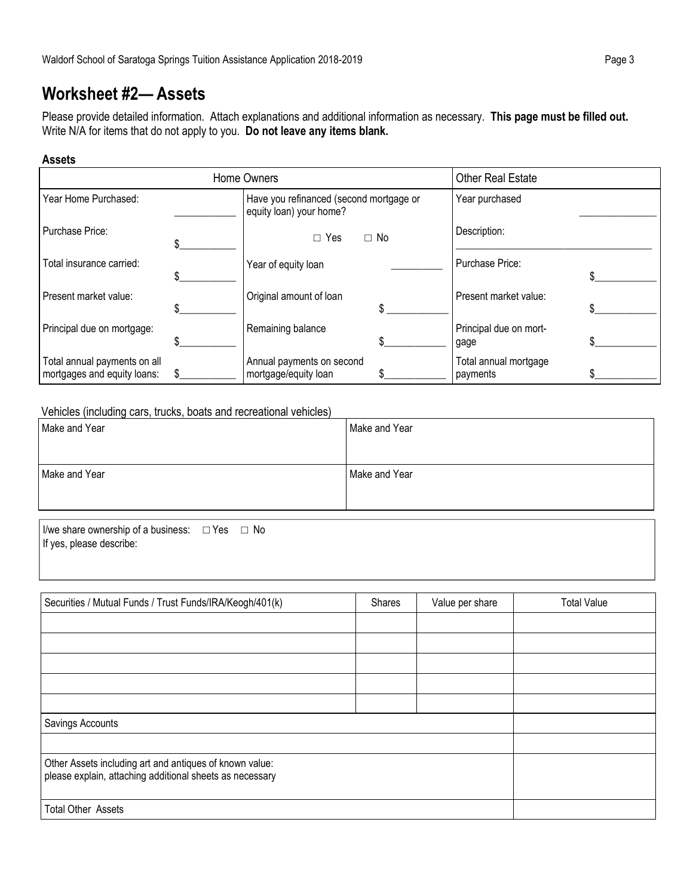## Worksheet #2— Assets

Please provide detailed information. Attach explanations and additional information as necessary. **This page must be filled out.** Write N/A for items that do not apply to you. **Do not leave any items blank.**

**Assets**

| Home Owners | | | | Other Real Estate | |
|---|---|---|---|---|---|
| Year Home Purchased: | ___________ | Have you refinanced (second mortgage or equity loan) your home? | | Year purchased | ______________ |
| Purchase Price: | $__________ | ☐ Yes ☐ No | | Description: ______________________________________ | |
| Total insurance carried: | $__________ | Year of equity loan | __________ | Purchase Price: | $___________ |
| Present market value: | $__________ | Original amount of loan | $ ___________ | Present market value: | $___________ |
| Principal due on mortgage: | $__________ | Remaining balance | $___________ | Principal due on mortgage | $___________ |
| Total annual payments on all mortgages and equity loans: | $__________ | Annual payments on second mortgage/equity loan | $___________ | Total annual mortgage payments | $___________ |

Vehicles (including cars, trucks, boats and recreational vehicles)

| Make and Year | Make and Year |
|---|---|
| Make and Year | Make and Year |

I/we share ownership of a business: ☐ Yes ☐ No
If yes, please describe:

| Securities / Mutual Funds / Trust Funds/IRA/Keogh/401(k) | Shares | Value per share | Total Value |
|---|---|---|---|
| | | | |
| | | | |
| | | | |
| | | | |
| | | | |
| Savings Accounts | | | |
| | | | |
| Other Assets including art and antiques of known value: please explain, attaching additional sheets as necessary | | | |
| Total Other Assets | | | |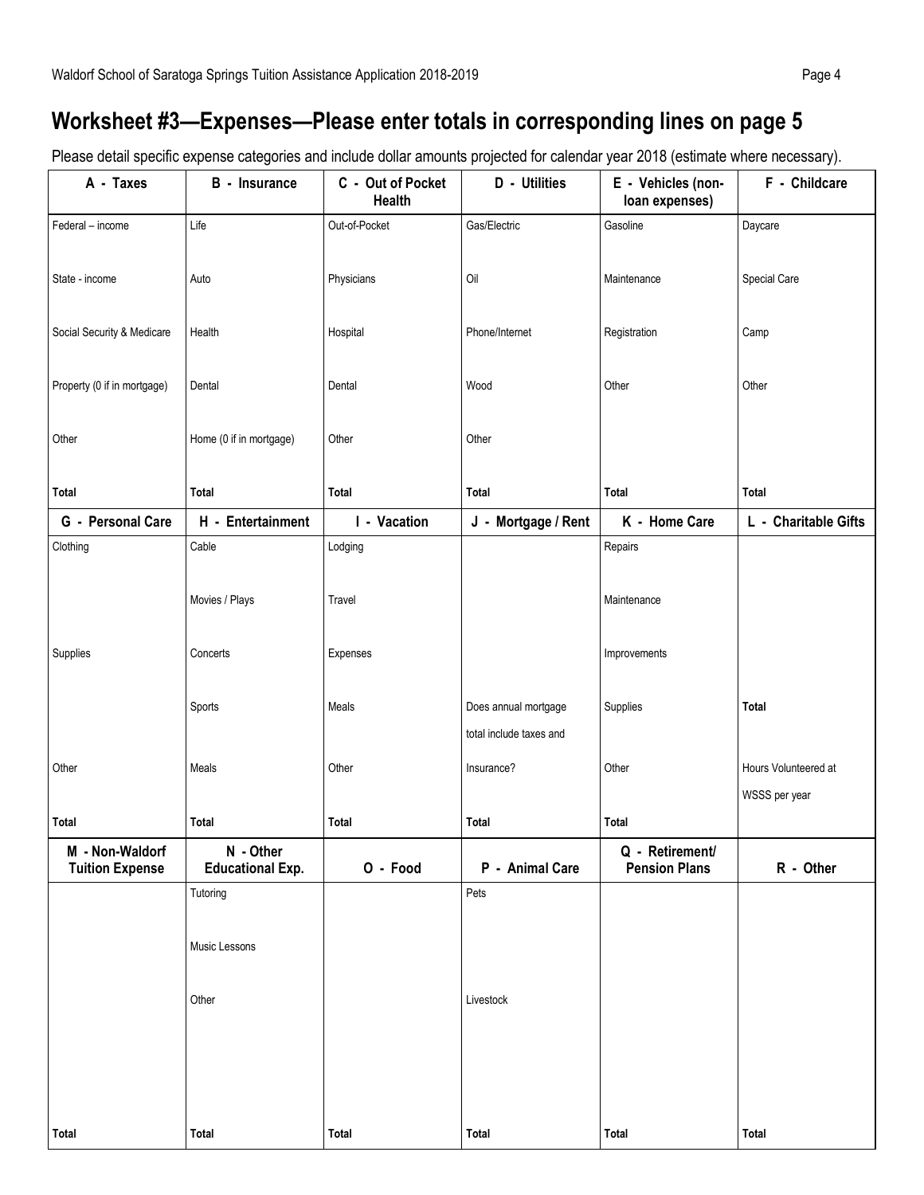# Worksheet #3—Expenses—Please enter totals in corresponding lines on page 5

Please detail specific expense categories and include dollar amounts projected for calendar year 2018 (estimate where necessary).

| A - Taxes | B - Insurance | C - Out of Pocket Health | D - Utilities | E - Vehicles (non-loan expenses) | F - Childcare |
|---|---|---|---|---|---|
| Federal – income | Life | Out-of-Pocket | Gas/Electric | Gasoline | Daycare |
| State - income | Auto | Physicians | Oil | Maintenance | Special Care |
| Social Security & Medicare | Health | Hospital | Phone/Internet | Registration | Camp |
| Property (0 if in mortgage) | Dental | Dental | Wood | Other | Other |
| Other | Home (0 if in mortgage) | Other | Other | | |
| **Total** | **Total** | **Total** | **Total** | **Total** | **Total** |
| **G - Personal Care** | **H - Entertainment** | **I - Vacation** | **J - Mortgage / Rent** | **K - Home Care** | **L - Charitable Gifts** |
| Clothing | Cable | Lodging | | Repairs | |
| | Movies / Plays | Travel | | Maintenance | |
| Supplies | Concerts | Expenses | | Improvements | |
| | Sports | Meals | Does annual mortgage total include taxes and | Supplies | **Total** |
| Other | Meals | Other | Insurance? | Other | Hours Volunteered at WSSS per year |
| **Total** | **Total** | **Total** | **Total** | **Total** | |
| **M - Non-Waldorf Tuition Expense** | **N - Other Educational Exp.** | **O - Food** | **P - Animal Care** | **Q - Retirement/ Pension Plans** | **R - Other** |
| | Tutoring | | Pets | | |
| | Music Lessons | | | | |
| | Other | | Livestock | | |
| **Total** | **Total** | **Total** | **Total** | **Total** | **Total** |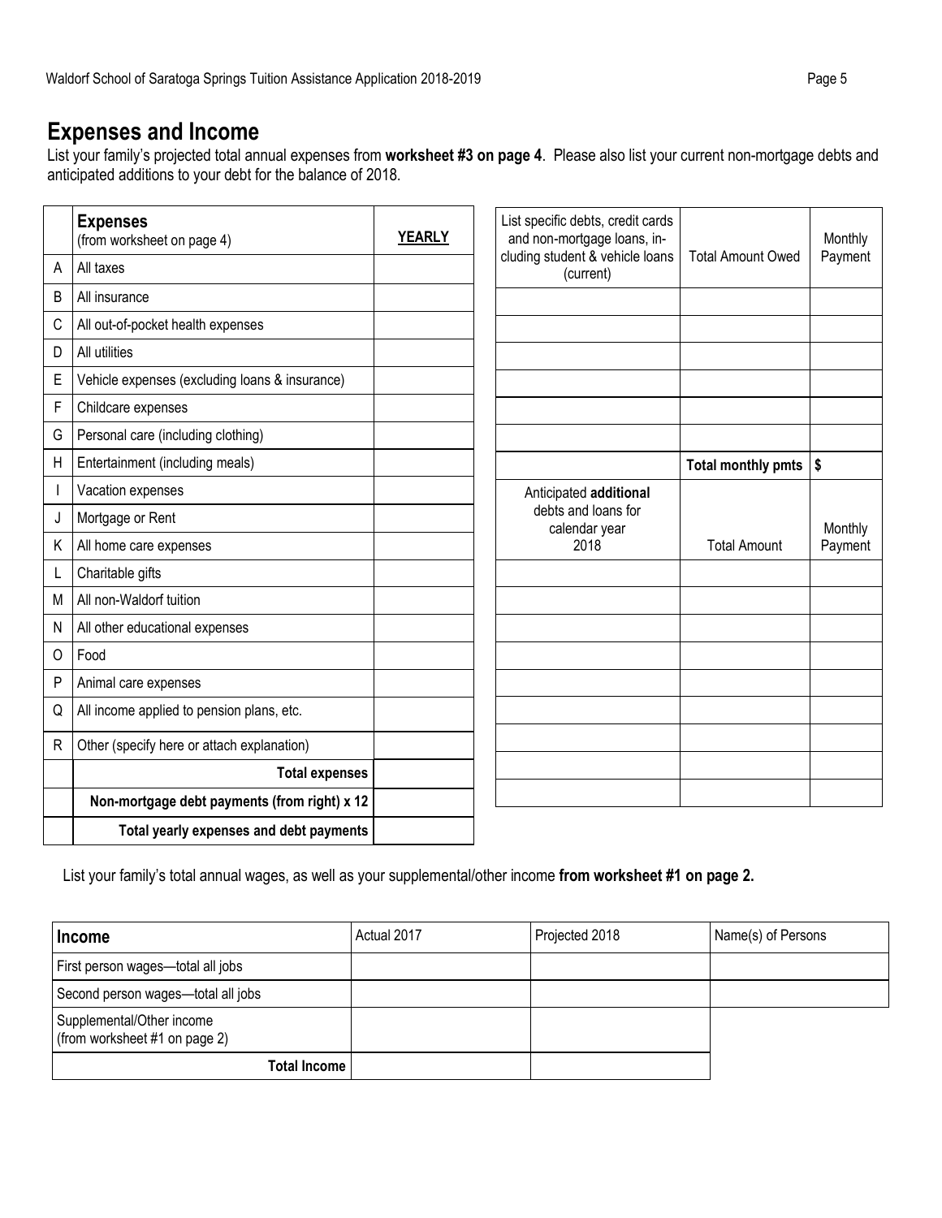## Expenses and Income

List your family's projected total annual expenses from **worksheet #3 on page 4**. Please also list your current non-mortgage debts and anticipated additions to your debt for the balance of 2018.

| | Expenses (from worksheet on page 4) | YEARLY |
|---|---|---|
| A | All taxes | |
| B | All insurance | |
| C | All out-of-pocket health expenses | |
| D | All utilities | |
| E | Vehicle expenses (excluding loans & insurance) | |
| F | Childcare expenses | |
| G | Personal care (including clothing) | |
| H | Entertainment (including meals) | |
| I | Vacation expenses | |
| J | Mortgage or Rent | |
| K | All home care expenses | |
| L | Charitable gifts | |
| M | All non-Waldorf tuition | |
| N | All other educational expenses | |
| O | Food | |
| P | Animal care expenses | |
| Q | All income applied to pension plans, etc. | |
| R | Other (specify here or attach explanation) | |
| | **Total expenses** | |
| | **Non-mortgage debt payments (from right) x 12** | |
| | **Total yearly expenses and debt payments** | |

| List specific debts, credit cards and non-mortgage loans, including student & vehicle loans (current) | Total Amount Owed | Monthly Payment |
|---|---|---|
| | | |
| | | |
| | | |
| | | |
| | | |
| | | |
| | **Total monthly pmts** | **$** |

| Anticipated **additional** debts and loans for calendar year 2018 | Total Amount | Monthly Payment |
|---|---|---|
| | | |
| | | |
| | | |
| | | |
| | | |
| | | |
| | | |
| | | |
| | | |

List your family's total annual wages, as well as your supplemental/other income **from worksheet #1 on page 2.**

| Income | Actual 2017 | Projected 2018 | Name(s) of Persons |
|---|---|---|---|
| First person wages—total all jobs | | | |
| Second person wages—total all jobs | | | |
| Supplemental/Other income (from worksheet #1 on page 2) | | | |
| **Total Income** | | | |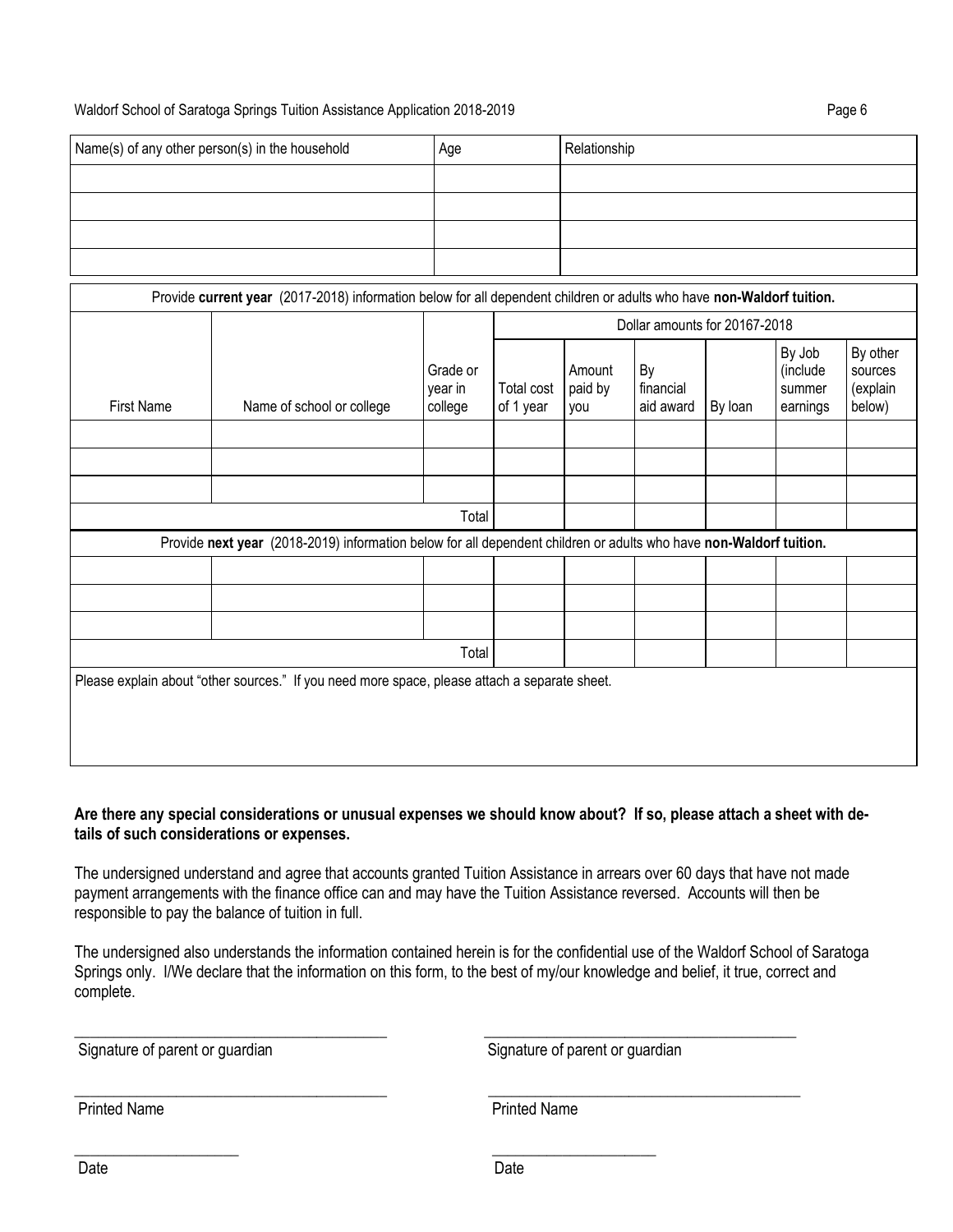| Name(s) of any other person(s) in the household | Age | Relationship |
| --- | --- | --- |
| | | |
| | | |
| | | |
| | | |

| Provide **current year** (2017-2018) information below for all dependent children or adults who have **non-Waldorf tuition.** | | | | | | | | |
| --- | --- | --- | --- | --- | --- | --- | --- | --- |
| | | | Dollar amounts for 20167-2018 | | | | | |
| First Name | Name of school or college | Grade or year in college | Total cost of 1 year | Amount paid by you | By financial aid award | By loan | By Job (include summer earnings | By other sources (explain below) |
| | | | | | | | | |
| | | | | | | | | |
| | | | | | | | | |
| | | Total | | | | | | |
| Provide **next year** (2018-2019) information below for all dependent children or adults who have **non-Waldorf tuition.** | | | | | | | | |
| | | | | | | | | |
| | | | | | | | | |
| | | | | | | | | |
| | | Total | | | | | | |

Please explain about "other sources." If you need more space, please attach a separate sheet.

**Are there any special considerations or unusual expenses we should know about? If so, please attach a sheet with details of such considerations or expenses.**

The undersigned understand and agree that accounts granted Tuition Assistance in arrears over 60 days that have not made payment arrangements with the finance office can and may have the Tuition Assistance reversed. Accounts will then be responsible to pay the balance of tuition in full.

The undersigned also understands the information contained herein is for the confidential use of the Waldorf School of Saratoga Springs only. I/We declare that the information on this form, to the best of my/our knowledge and belief, it true, correct and complete.

\_\_\_\_\_\_\_\_\_\_\_\_\_\_\_\_\_\_\_\_\_\_\_\_\_\_\_\_\_\_\_\_\_\_\_\_\_\_\_\_ \_\_\_\_\_\_\_\_\_\_\_\_\_\_\_\_\_\_\_\_\_\_\_\_\_\_\_\_\_\_\_\_\_\_\_\_\_\_\_\_

Signature of parent or guardian Signature of parent or guardian

\_\_\_\_\_\_\_\_\_\_\_\_\_\_\_\_\_\_\_\_\_\_\_\_\_\_\_\_\_\_\_\_\_\_\_\_\_\_\_\_ \_\_\_\_\_\_\_\_\_\_\_\_\_\_\_\_\_\_\_\_\_\_\_\_\_\_\_\_\_\_\_\_\_\_\_\_\_\_\_\_

Printed Name Printed Name

\_\_\_\_\_\_\_\_\_\_\_\_\_\_\_\_\_\_\_\_\_\_ \_\_\_\_\_\_\_\_\_\_\_\_\_\_\_\_\_\_\_\_\_\_

Date Date